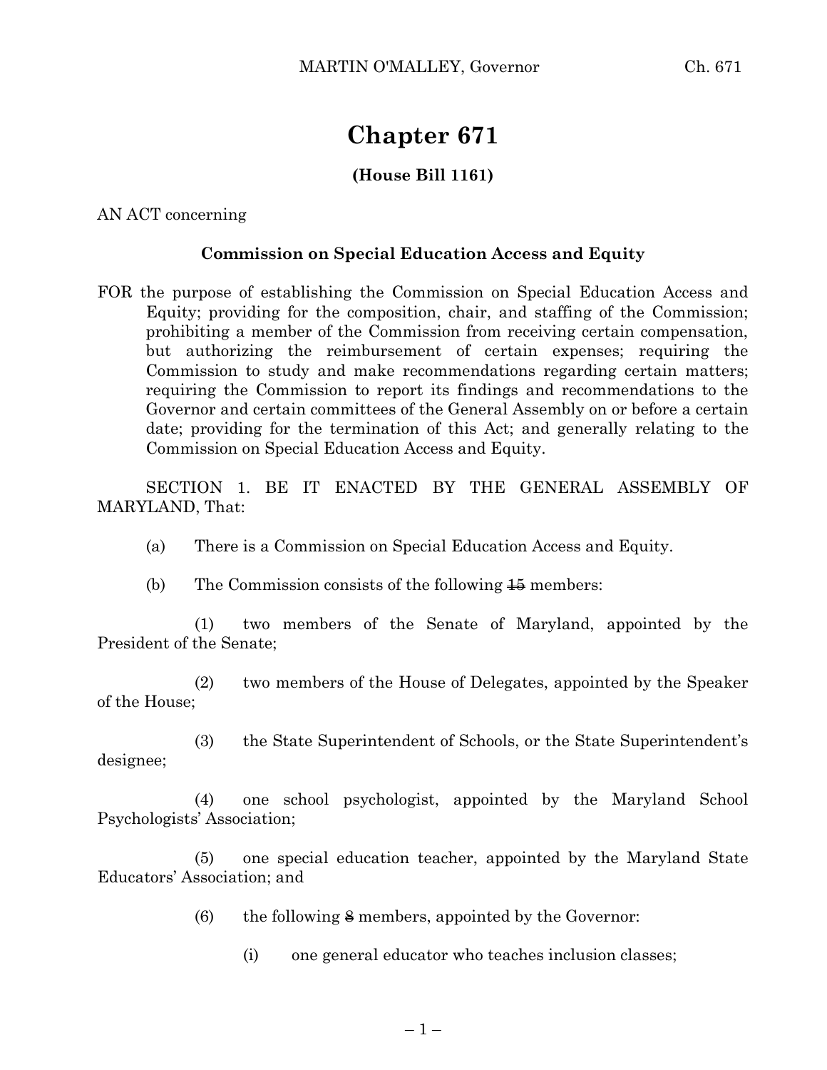# Chapter 671

**(House Bill 1161)**

AN ACT concerning

**Commission on Special Education Access and Equity**

FOR the purpose of establishing the Commission on Special Education Access and Equity; providing for the composition, chair, and staffing of the Commission; prohibiting a member of the Commission from receiving certain compensation, but authorizing the reimbursement of certain expenses; requiring the Commission to study and make recommendations regarding certain matters; requiring the Commission to report its findings and recommendations to the Governor and certain committees of the General Assembly on or before a certain date; providing for the termination of this Act; and generally relating to the Commission on Special Education Access and Equity.

SECTION 1. BE IT ENACTED BY THE GENERAL ASSEMBLY OF MARYLAND, That:

(a) There is a Commission on Special Education Access and Equity.

(b) The Commission consists of the following ~~15~~ members:

(1) two members of the Senate of Maryland, appointed by the President of the Senate;

(2) two members of the House of Delegates, appointed by the Speaker of the House;

(3) the State Superintendent of Schools, or the State Superintendent's designee;

(4) one school psychologist, appointed by the Maryland School Psychologists' Association;

(5) one special education teacher, appointed by the Maryland State Educators' Association; and

(6) the following ~~8~~ members, appointed by the Governor:

(i) one general educator who teaches inclusion classes;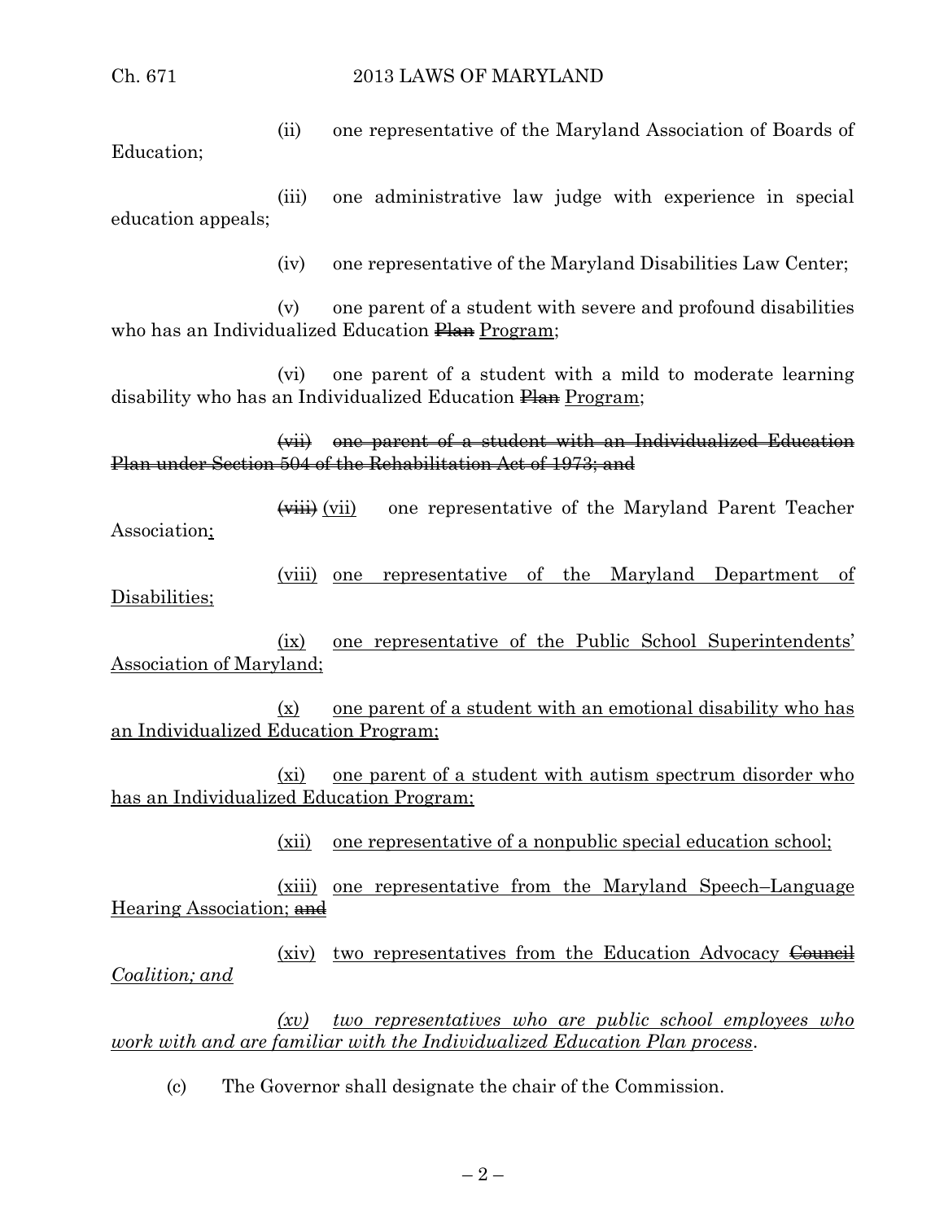(ii) one representative of the Maryland Association of Boards of Education;

(iii) one administrative law judge with experience in special education appeals;

(iv) one representative of the Maryland Disabilities Law Center;

(v) one parent of a student with severe and profound disabilities who has an Individualized Education ~~Plan~~ Program;

(vi) one parent of a student with a mild to moderate learning disability who has an Individualized Education ~~Plan~~ Program;

~~(vii) one parent of a student with an Individualized Education Plan under Section 504 of the Rehabilitation Act of 1973; and~~

~~(viii)~~ (vii) one representative of the Maryland Parent Teacher Association;

(viii) one representative of the Maryland Department of Disabilities;

(ix) one representative of the Public School Superintendents' Association of Maryland;

(x) one parent of a student with an emotional disability who has an Individualized Education Program;

(xi) one parent of a student with autism spectrum disorder who has an Individualized Education Program;

(xii) one representative of a nonpublic special education school;

(xiii) one representative from the Maryland Speech–Language Hearing Association; ~~and~~

(xiv) two representatives from the Education Advocacy ~~Council~~ *Coalition; and*

*(xv) two representatives who are public school employees who work with and are familiar with the Individualized Education Plan process*.

(c) The Governor shall designate the chair of the Commission.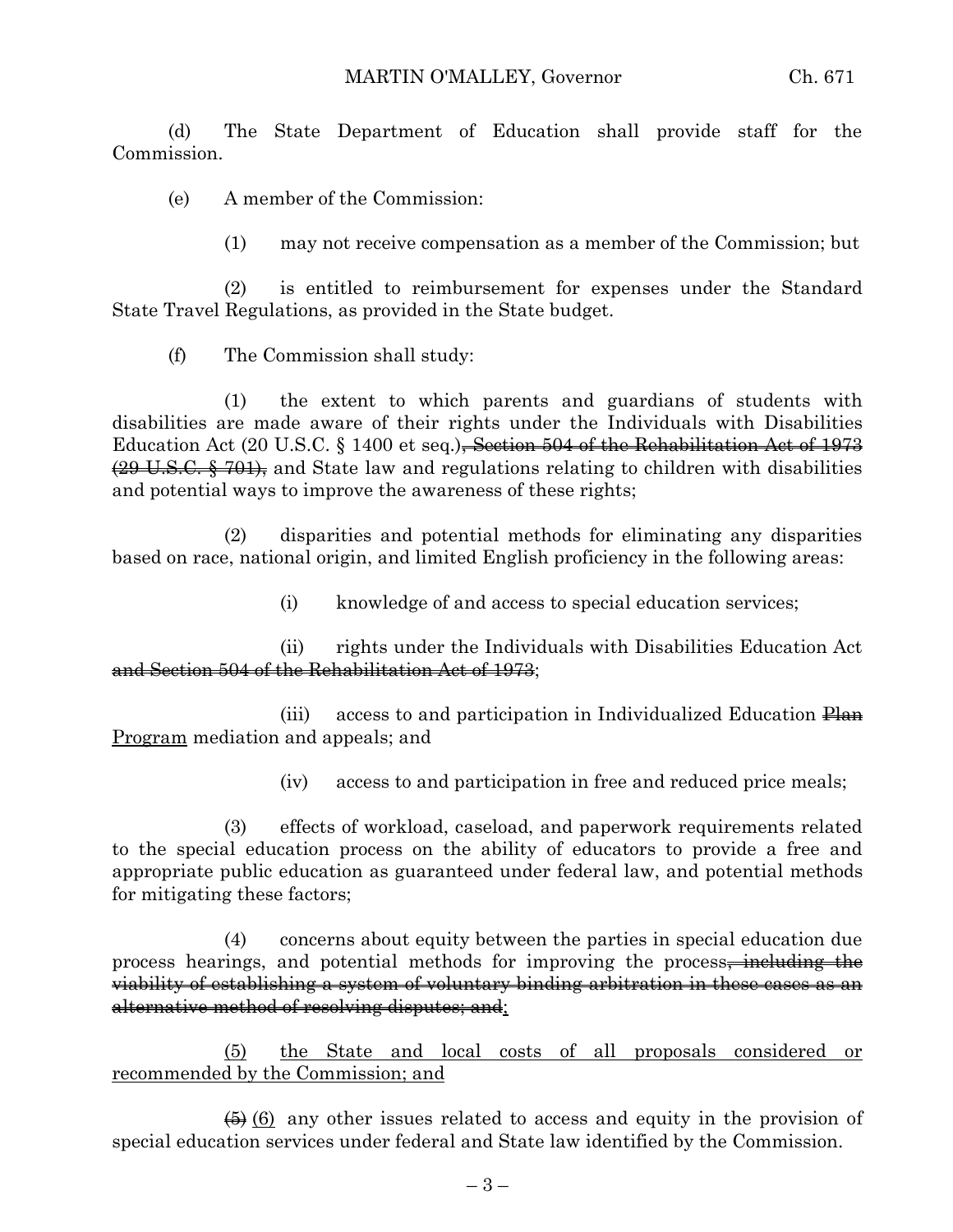(d) The State Department of Education shall provide staff for the Commission.

(e) A member of the Commission:

(1) may not receive compensation as a member of the Commission; but

(2) is entitled to reimbursement for expenses under the Standard State Travel Regulations, as provided in the State budget.

(f) The Commission shall study:

(1) the extent to which parents and guardians of students with disabilities are made aware of their rights under the Individuals with Disabilities Education Act (20 U.S.C. § 1400 et seq.)~~, Section 504 of the Rehabilitation Act of 1973 (29 U.S.C. § 701),~~ and State law and regulations relating to children with disabilities and potential ways to improve the awareness of these rights;

(2) disparities and potential methods for eliminating any disparities based on race, national origin, and limited English proficiency in the following areas:

(i) knowledge of and access to special education services;

(ii) rights under the Individuals with Disabilities Education Act ~~and Section 504 of the Rehabilitation Act of 1973~~;

(iii) access to and participation in Individualized Education ~~Plan~~ <u>Program</u> mediation and appeals; and

(iv) access to and participation in free and reduced price meals;

(3) effects of workload, caseload, and paperwork requirements related to the special education process on the ability of educators to provide a free and appropriate public education as guaranteed under federal law, and potential methods for mitigating these factors;

(4) concerns about equity between the parties in special education due process hearings, and potential methods for improving the process~~, including the viability of establishing a system of voluntary binding arbitration in these cases as an alternative method of resolving disputes; and~~<u>;</u>

<u>(5) the State and local costs of all proposals considered or recommended by the Commission; and</u>

~~(5)~~ <u>(6)</u> any other issues related to access and equity in the provision of special education services under federal and State law identified by the Commission.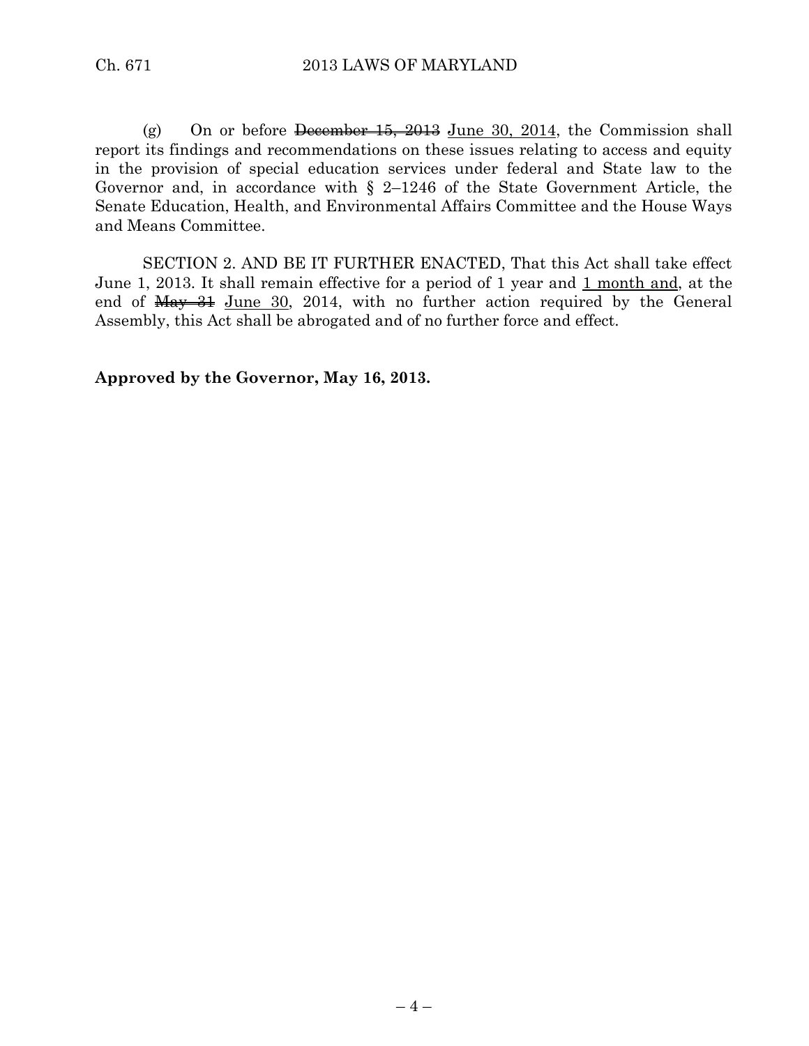(g) On or before ~~December 15, 2013~~ June 30, 2014, the Commission shall report its findings and recommendations on these issues relating to access and equity in the provision of special education services under federal and State law to the Governor and, in accordance with § 2–1246 of the State Government Article, the Senate Education, Health, and Environmental Affairs Committee and the House Ways and Means Committee.

SECTION 2. AND BE IT FURTHER ENACTED, That this Act shall take effect June 1, 2013. It shall remain effective for a period of 1 year and 1 month and, at the end of ~~May 31~~ June 30, 2014, with no further action required by the General Assembly, this Act shall be abrogated and of no further force and effect.

**Approved by the Governor, May 16, 2013.**